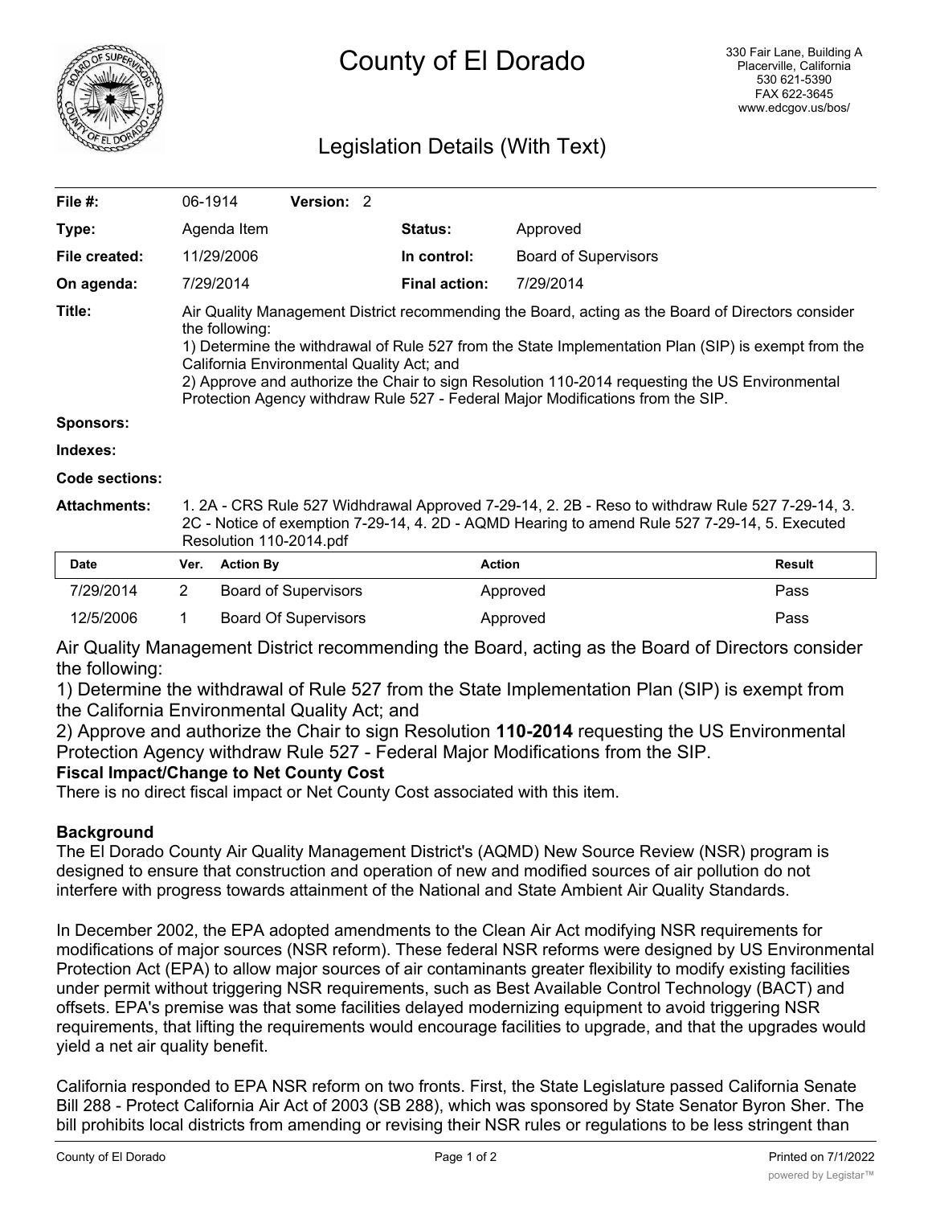# County of El Dorado

330 Fair Lane, Building A
Placerville, California
530 621-5390
FAX 622-3645
www.edcgov.us/bos/

## Legislation Details (With Text)

| | | | |
|---|---|---|---|
| **File #:** | 06-1914 **Version:** 2 | | |
| **Type:** | Agenda Item | **Status:** | Approved |
| **File created:** | 11/29/2006 | **In control:** | Board of Supervisors |
| **On agenda:** | 7/29/2014 | **Final action:** | 7/29/2014 |

**Title:** Air Quality Management District recommending the Board, acting as the Board of Directors consider the following:
1) Determine the withdrawal of Rule 527 from the State Implementation Plan (SIP) is exempt from the California Environmental Quality Act; and
2) Approve and authorize the Chair to sign Resolution 110-2014 requesting the US Environmental Protection Agency withdraw Rule 527 - Federal Major Modifications from the SIP.

**Sponsors:**

**Indexes:**

**Code sections:**

**Attachments:** 1. 2A - CRS Rule 527 Widhdrawal Approved 7-29-14, 2. 2B - Reso to withdraw Rule 527 7-29-14, 3. 2C - Notice of exemption 7-29-14, 4. 2D - AQMD Hearing to amend Rule 527 7-29-14, 5. Executed Resolution 110-2014.pdf

| Date | Ver. | Action By | Action | Result |
|---|---|---|---|---|
| 7/29/2014 | 2 | Board of Supervisors | Approved | Pass |
| 12/5/2006 | 1 | Board Of Supervisors | Approved | Pass |

Air Quality Management District recommending the Board, acting as the Board of Directors consider the following:

1) Determine the withdrawal of Rule 527 from the State Implementation Plan (SIP) is exempt from the California Environmental Quality Act; and

2) Approve and authorize the Chair to sign Resolution **110-2014** requesting the US Environmental Protection Agency withdraw Rule 527 - Federal Major Modifications from the SIP.

**Fiscal Impact/Change to Net County Cost**

There is no direct fiscal impact or Net County Cost associated with this item.

**Background**

The El Dorado County Air Quality Management District's (AQMD) New Source Review (NSR) program is designed to ensure that construction and operation of new and modified sources of air pollution do not interfere with progress towards attainment of the National and State Ambient Air Quality Standards.

In December 2002, the EPA adopted amendments to the Clean Air Act modifying NSR requirements for modifications of major sources (NSR reform). These federal NSR reforms were designed by US Environmental Protection Act (EPA) to allow major sources of air contaminants greater flexibility to modify existing facilities under permit without triggering NSR requirements, such as Best Available Control Technology (BACT) and offsets. EPA's premise was that some facilities delayed modernizing equipment to avoid triggering NSR requirements, that lifting the requirements would encourage facilities to upgrade, and that the upgrades would yield a net air quality benefit.

California responded to EPA NSR reform on two fronts. First, the State Legislature passed California Senate Bill 288 - Protect California Air Act of 2003 (SB 288), which was sponsored by State Senator Byron Sher. The bill prohibits local districts from amending or revising their NSR rules or regulations to be less stringent than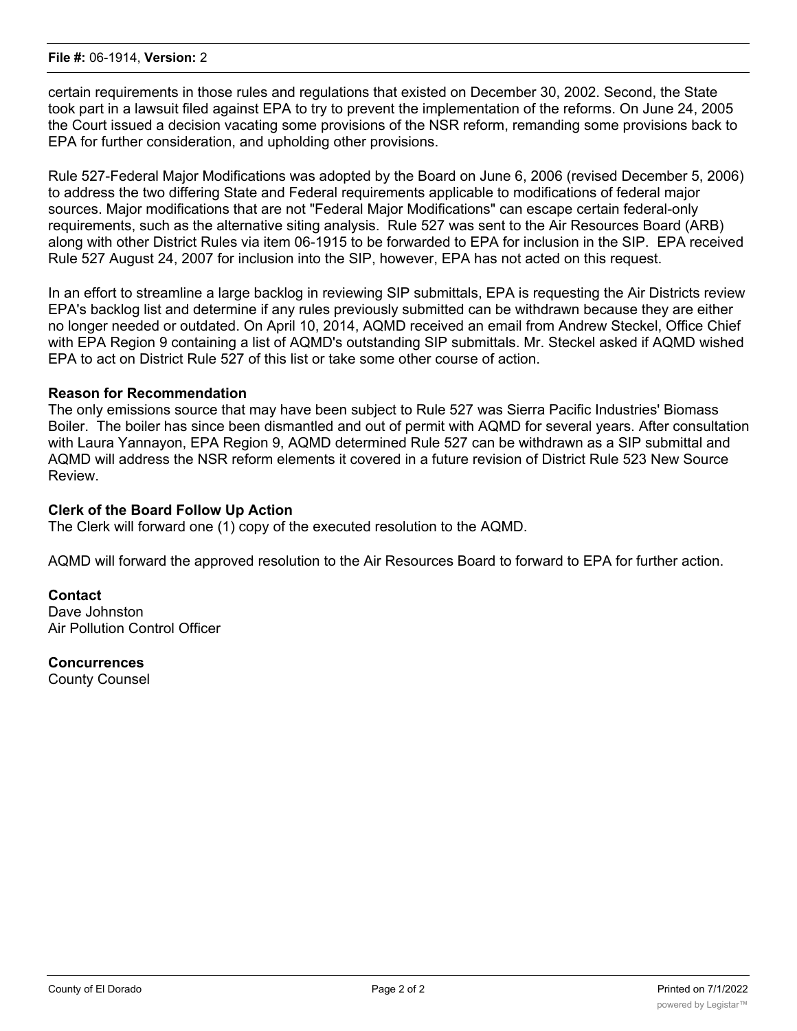certain requirements in those rules and regulations that existed on December 30, 2002. Second, the State took part in a lawsuit filed against EPA to try to prevent the implementation of the reforms. On June 24, 2005 the Court issued a decision vacating some provisions of the NSR reform, remanding some provisions back to EPA for further consideration, and upholding other provisions.

Rule 527-Federal Major Modifications was adopted by the Board on June 6, 2006 (revised December 5, 2006) to address the two differing State and Federal requirements applicable to modifications of federal major sources. Major modifications that are not "Federal Major Modifications" can escape certain federal-only requirements, such as the alternative siting analysis. Rule 527 was sent to the Air Resources Board (ARB) along with other District Rules via item 06-1915 to be forwarded to EPA for inclusion in the SIP. EPA received Rule 527 August 24, 2007 for inclusion into the SIP, however, EPA has not acted on this request.

In an effort to streamline a large backlog in reviewing SIP submittals, EPA is requesting the Air Districts review EPA's backlog list and determine if any rules previously submitted can be withdrawn because they are either no longer needed or outdated. On April 10, 2014, AQMD received an email from Andrew Steckel, Office Chief with EPA Region 9 containing a list of AQMD's outstanding SIP submittals. Mr. Steckel asked if AQMD wished EPA to act on District Rule 527 of this list or take some other course of action.

**Reason for Recommendation**

The only emissions source that may have been subject to Rule 527 was Sierra Pacific Industries' Biomass Boiler. The boiler has since been dismantled and out of permit with AQMD for several years. After consultation with Laura Yannayon, EPA Region 9, AQMD determined Rule 527 can be withdrawn as a SIP submittal and AQMD will address the NSR reform elements it covered in a future revision of District Rule 523 New Source Review.

**Clerk of the Board Follow Up Action**

The Clerk will forward one (1) copy of the executed resolution to the AQMD.

AQMD will forward the approved resolution to the Air Resources Board to forward to EPA for further action.

**Contact**

Dave Johnston
Air Pollution Control Officer

**Concurrences**

County Counsel